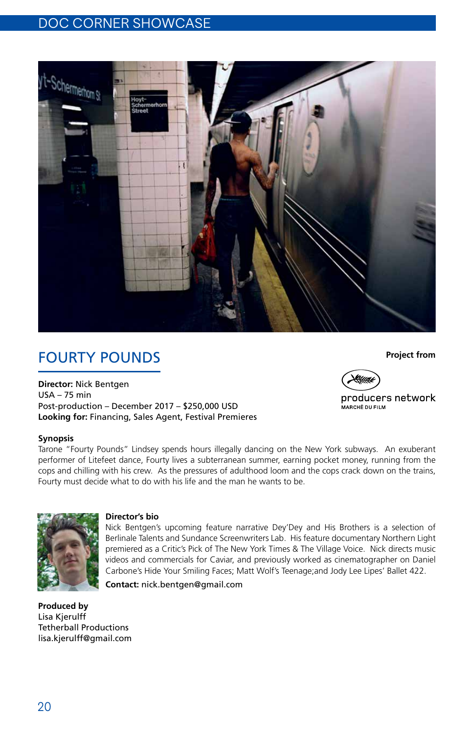# DOC CORNER SHOWCASE

## FOURTY POUNDS

**Project from**

producers network
MARCHÉ DU FILM

**Director:** Nick Bentgen
USA – 75 min
Post-production – December 2017 – $250,000 USD
**Looking for:** Financing, Sales Agent, Festival Premieres

**Synopsis**

Tarone "Fourty Pounds" Lindsey spends hours illegally dancing on the New York subways. An exuberant performer of Litefeet dance, Fourty lives a subterranean summer, earning pocket money, running from the cops and chilling with his crew. As the pressures of adulthood loom and the cops crack down on the trains, Fourty must decide what to do with his life and the man he wants to be.

**Director's bio**

Nick Bentgen's upcoming feature narrative Dey'Dey and His Brothers is a selection of Berlinale Talents and Sundance Screenwriters Lab. His feature documentary Northern Light premiered as a Critic's Pick of The New York Times & The Village Voice. Nick directs music videos and commercials for Caviar, and previously worked as cinematographer on Daniel Carbone's Hide Your Smiling Faces; Matt Wolf's Teenage;and Jody Lee Lipes' Ballet 422.

**Contact:** nick.bentgen@gmail.com

**Produced by**
Lisa Kjerulff
Tetherball Productions
lisa.kjerulff@gmail.com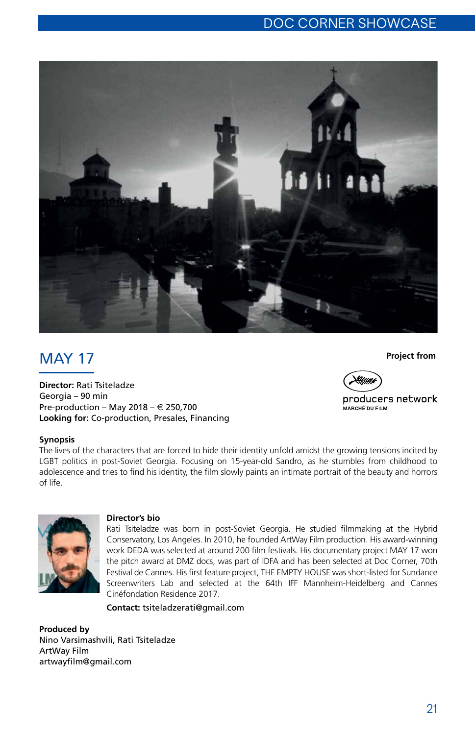## MAY 17

**Director:** Rati Tsiteladze
Georgia – 90 min
Pre-production – May 2018 – € 250,700
**Looking for:** Co-production, Presales, Financing

**Project from**

producers network
MARCHÉ DU FILM

**Synopsis**
The lives of the characters that are forced to hide their identity unfold amidst the growing tensions incited by LGBT politics in post-Soviet Georgia. Focusing on 15-year-old Sandro, as he stumbles from childhood to adolescence and tries to find his identity, the film slowly paints an intimate portrait of the beauty and horrors of life.

**Director's bio**
Rati Tsiteladze was born in post-Soviet Georgia. He studied filmmaking at the Hybrid Conservatory, Los Angeles. In 2010, he founded ArtWay Film production. His award-winning work DEDA was selected at around 200 film festivals. His documentary project MAY 17 won the pitch award at DMZ docs, was part of IDFA and has been selected at Doc Corner, 70th Festival de Cannes. His first feature project, THE EMPTY HOUSE was short-listed for Sundance Screenwriters Lab and selected at the 64th IFF Mannheim-Heidelberg and Cannes Cinéfondation Residence 2017.

**Contact:** tsiteladzerati@gmail.com

**Produced by**
Nino Varsimashvili, Rati Tsiteladze
ArtWay Film
artwayfilm@gmail.com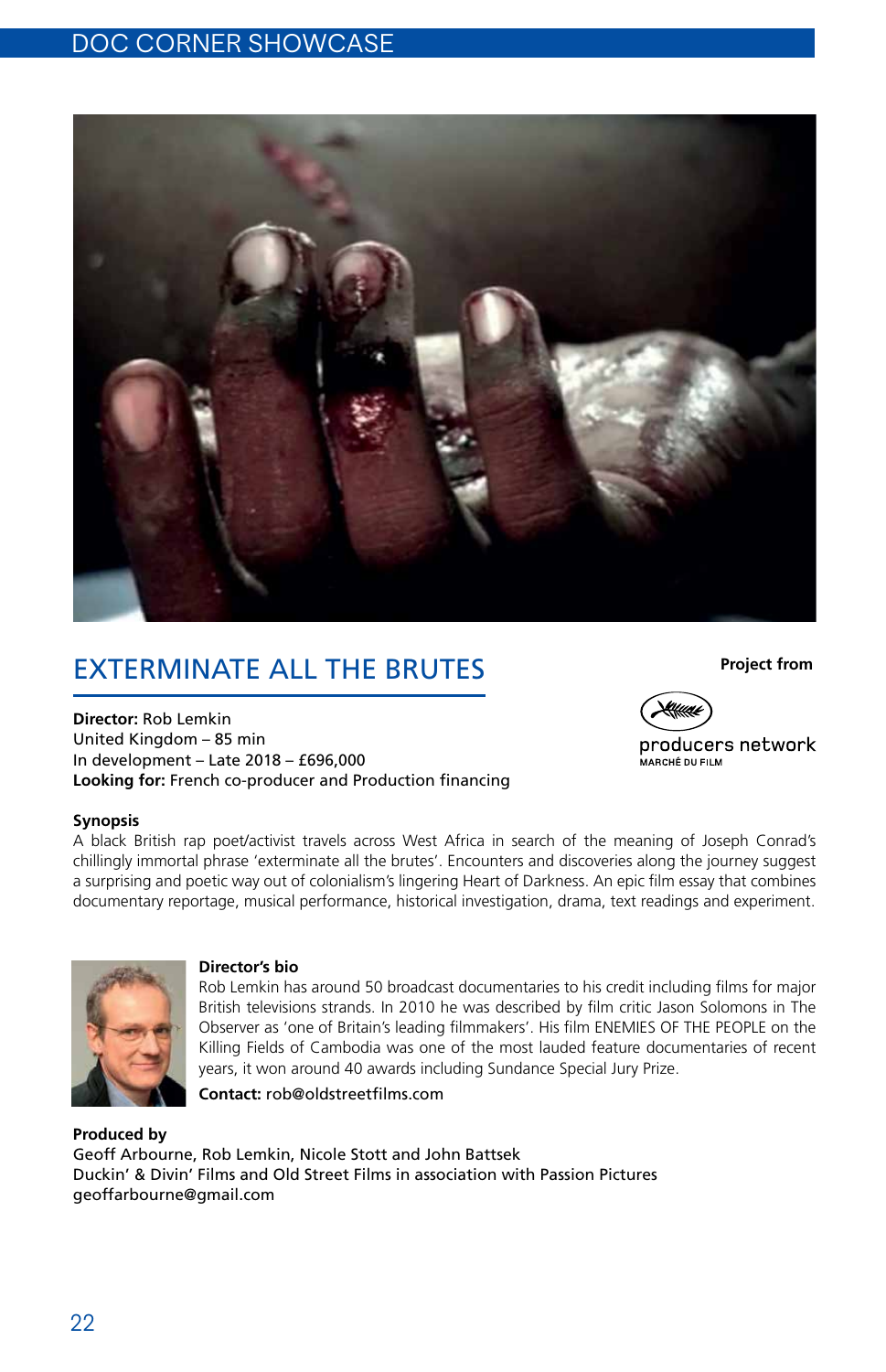## EXTERMINATE ALL THE BRUTES

**Project from**

producers network
MARCHÉ DU FILM

**Director:** Rob Lemkin
United Kingdom – 85 min
In development – Late 2018 – £696,000
**Looking for:** French co-producer and Production financing

**Synopsis**

A black British rap poet/activist travels across West Africa in search of the meaning of Joseph Conrad's chillingly immortal phrase 'exterminate all the brutes'. Encounters and discoveries along the journey suggest a surprising and poetic way out of colonialism's lingering Heart of Darkness. An epic film essay that combines documentary reportage, musical performance, historical investigation, drama, text readings and experiment.

**Director's bio**

Rob Lemkin has around 50 broadcast documentaries to his credit including films for major British televisions strands. In 2010 he was described by film critic Jason Solomons in The Observer as 'one of Britain's leading filmmakers'. His film ENEMIES OF THE PEOPLE on the Killing Fields of Cambodia was one of the most lauded feature documentaries of recent years, it won around 40 awards including Sundance Special Jury Prize.

**Contact:** rob@oldstreetfilms.com

**Produced by**

Geoff Arbourne, Rob Lemkin, Nicole Stott and John Battsek
Duckin' & Divin' Films and Old Street Films in association with Passion Pictures
geoffarbourne@gmail.com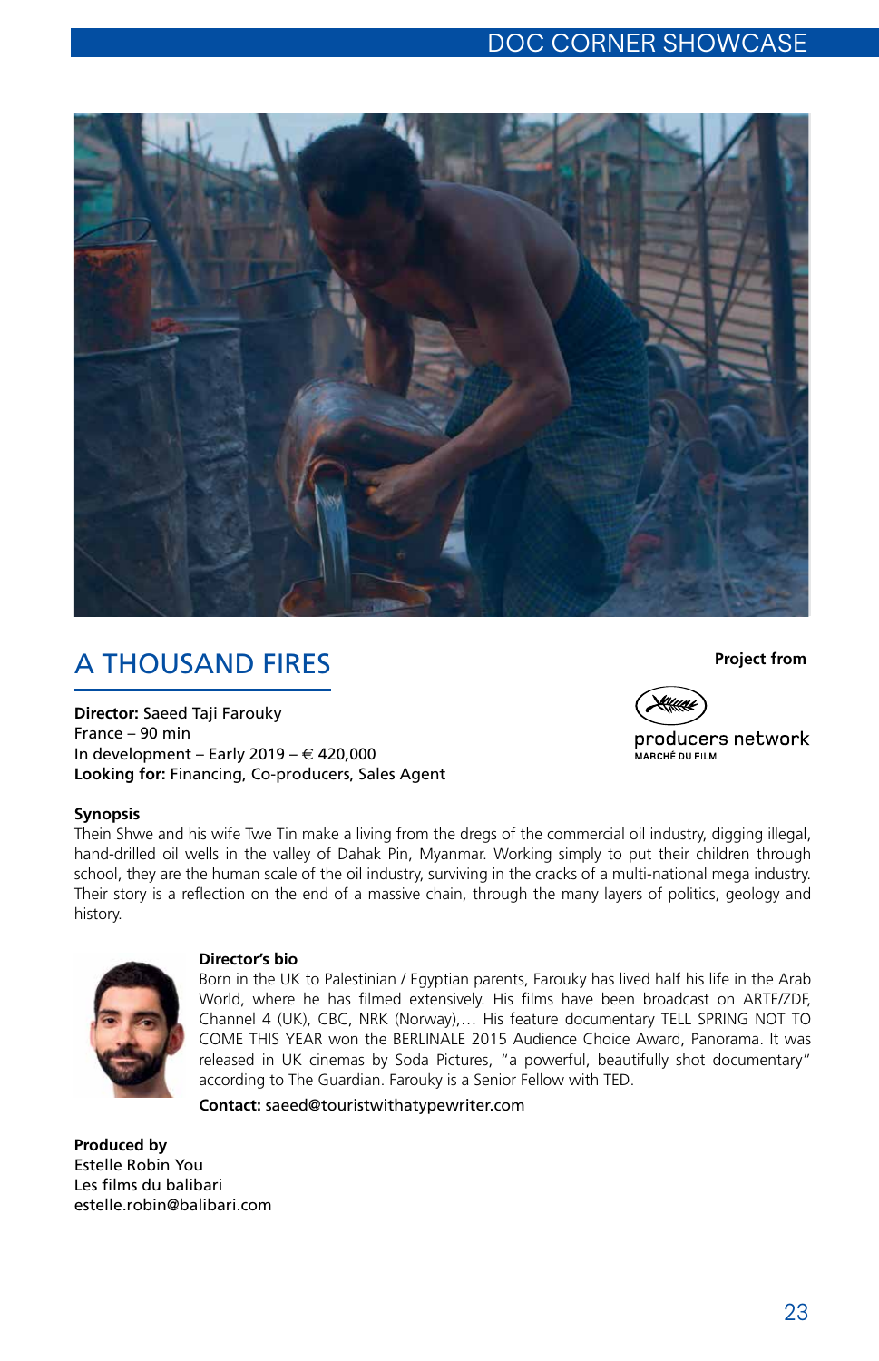# A THOUSAND FIRES

**Project from**

producers network
MARCHÉ DU FILM

**Director:** Saeed Taji Farouky
France – 90 min
In development – Early 2019 – € 420,000
**Looking for:** Financing, Co-producers, Sales Agent

**Synopsis**
Thein Shwe and his wife Twe Tin make a living from the dregs of the commercial oil industry, digging illegal, hand-drilled oil wells in the valley of Dahak Pin, Myanmar. Working simply to put their children through school, they are the human scale of the oil industry, surviving in the cracks of a multi-national mega industry. Their story is a reflection on the end of a massive chain, through the many layers of politics, geology and history.

**Director's bio**
Born in the UK to Palestinian / Egyptian parents, Farouky has lived half his life in the Arab World, where he has filmed extensively. His films have been broadcast on ARTE/ZDF, Channel 4 (UK), CBC, NRK (Norway),… His feature documentary TELL SPRING NOT TO COME THIS YEAR won the BERLINALE 2015 Audience Choice Award, Panorama. It was released in UK cinemas by Soda Pictures, "a powerful, beautifully shot documentary" according to The Guardian. Farouky is a Senior Fellow with TED.

**Contact:** saeed@touristwithatypewriter.com

**Produced by**
Estelle Robin You
Les films du balibari
estelle.robin@balibari.com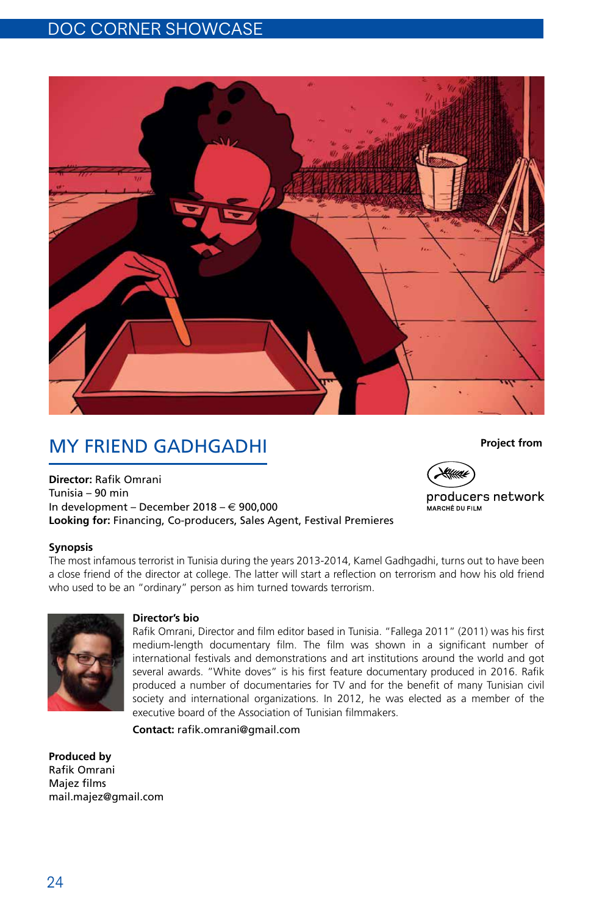## MY FRIEND GADHGADHI

**Project from**

producers network
MARCHÉ DU FILM

**Director:** Rafik Omrani
Tunisia – 90 min
In development – December 2018 – € 900,000
**Looking for:** Financing, Co-producers, Sales Agent, Festival Premieres

**Synopsis**

The most infamous terrorist in Tunisia during the years 2013-2014, Kamel Gadhgadhi, turns out to have been a close friend of the director at college. The latter will start a reflection on terrorism and how his old friend who used to be an "ordinary" person as him turned towards terrorism.

**Director's bio**

Rafik Omrani, Director and film editor based in Tunisia. "Fallega 2011" (2011) was his first medium-length documentary film. The film was shown in a significant number of international festivals and demonstrations and art institutions around the world and got several awards. "White doves" is his first feature documentary produced in 2016. Rafik produced a number of documentaries for TV and for the benefit of many Tunisian civil society and international organizations. In 2012, he was elected as a member of the executive board of the Association of Tunisian filmmakers.

**Contact:** rafik.omrani@gmail.com

**Produced by**
Rafik Omrani
Majez films
mail.majez@gmail.com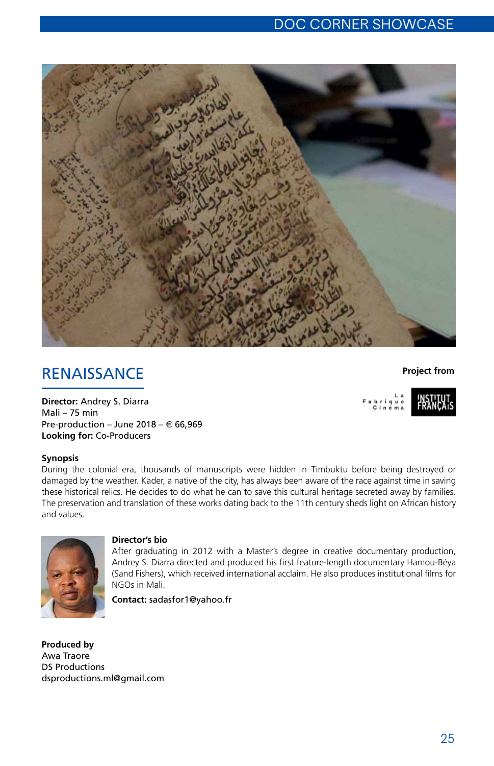# RENAISSANCE

**Project from**

**Director:** Andrey S. Diarra
Mali – 75 min
Pre-production – June 2018 – € 66,969
**Looking for:** Co-Producers

**Synopsis**
During the colonial era, thousands of manuscripts were hidden in Timbuktu before being destroyed or damaged by the weather. Kader, a native of the city, has always been aware of the race against time in saving these historical relics. He decides to do what he can to save this cultural heritage secreted away by families. The preservation and translation of these works dating back to the 11th century sheds light on African history and values.

**Director's bio**
After graduating in 2012 with a Master's degree in creative documentary production, Andrey S. Diarra directed and produced his first feature-length documentary Hamou-Béya (Sand Fishers), which received international acclaim. He also produces institutional films for NGOs in Mali.

**Contact:** sadasfor1@yahoo.fr

**Produced by**
Awa Traore
DS Productions
dsproductions.ml@gmail.com